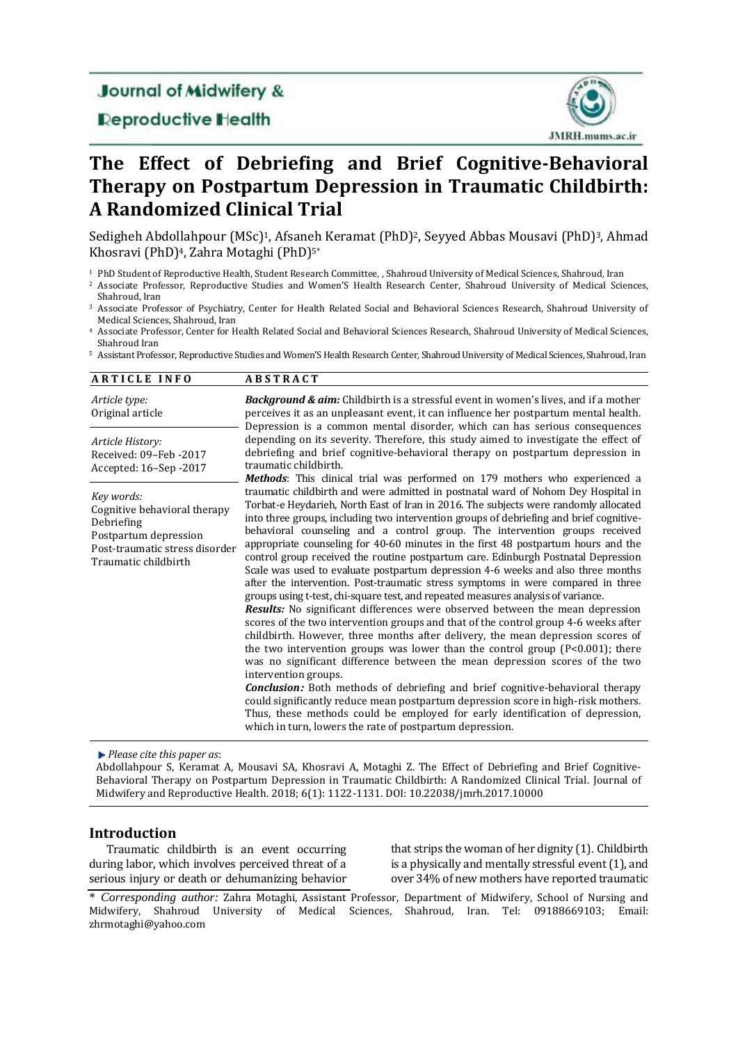Journal of Midwifery & Reproductive Health

JMRH.mums.ac.ir

# The Effect of Debriefing and Brief Cognitive-Behavioral Therapy on Postpartum Depression in Traumatic Childbirth: A Randomized Clinical Trial

Sedigheh Abdollahpour (MSc)[1], Afsaneh Keramat (PhD)[2], Seyyed Abbas Mousavi (PhD)[3], Ahmad Khosravi (PhD)[4], Zahra Motaghi (PhD)[5*]

[1] PhD Student of Reproductive Health, Student Research Committee, , Shahroud University of Medical Sciences, Shahroud, Iran
[2] Associate Professor, Reproductive Studies and Women'S Health Research Center, Shahroud University of Medical Sciences, Shahroud, Iran
[3] Associate Professor of Psychiatry, Center for Health Related Social and Behavioral Sciences Research, Shahroud University of Medical Sciences, Shahroud, Iran
[4] Associate Professor, Center for Health Related Social and Behavioral Sciences Research, Shahroud University of Medical Sciences, Shahroud Iran
[5] Assistant Professor, Reproductive Studies and Women'S Health Research Center, Shahroud University of Medical Sciences, Shahroud, Iran

**ARTICLE INFO**

*Article type:*
Original article

*Article History:*
Received: 09–Feb -2017
Accepted: 16–Sep -2017

*Key words:*
Cognitive behavioral therapy
Debriefing
Postpartum depression
Post-traumatic stress disorder
Traumatic childbirth

**ABSTRACT**

***Background & aim:*** Childbirth is a stressful event in women's lives, and if a mother perceives it as an unpleasant event, it can influence her postpartum mental health. Depression is a common mental disorder, which can has serious consequences depending on its severity. Therefore, this study aimed to investigate the effect of debriefing and brief cognitive-behavioral therapy on postpartum depression in traumatic childbirth.

***Methods***: This clinical trial was performed on 179 mothers who experienced a traumatic childbirth and were admitted in postnatal ward of Nohom Dey Hospital in Torbat-e Heydarieh, North East of Iran in 2016. The subjects were randomly allocated into three groups, including two intervention groups of debriefing and brief cognitive-behavioral counseling and a control group. The intervention groups received appropriate counseling for 40-60 minutes in the first 48 postpartum hours and the control group received the routine postpartum care. Edinburgh Postnatal Depression Scale was used to evaluate postpartum depression 4-6 weeks and also three months after the intervention. Post-traumatic stress symptoms in were compared in three groups using t-test, chi-square test, and repeated measures analysis of variance.

***Results:*** No significant differences were observed between the mean depression scores of the two intervention groups and that of the control group 4-6 weeks after childbirth. However, three months after delivery, the mean depression scores of the two intervention groups was lower than the control group (P<0.001); there was no significant difference between the mean depression scores of the two intervention groups.

***Conclusion:*** Both methods of debriefing and brief cognitive-behavioral therapy could significantly reduce mean postpartum depression score in high-risk mothers. Thus, these methods could be employed for early identification of depression, which in turn, lowers the rate of postpartum depression.

*Please cite this paper as*:
Abdollahpour S, Keramat A, Mousavi SA, Khosravi A, Motaghi Z. The Effect of Debriefing and Brief Cognitive-Behavioral Therapy on Postpartum Depression in Traumatic Childbirth: A Randomized Clinical Trial. Journal of Midwifery and Reproductive Health. 2018; 6(1): 1122-1131. DOI: 10.22038/jmrh.2017.10000

## Introduction

Traumatic childbirth is an event occurring during labor, which involves perceived threat of a serious injury or death or dehumanizing behavior that strips the woman of her dignity (1). Childbirth is a physically and mentally stressful event (1), and over 34% of new mothers have reported traumatic

\* *Corresponding author:* Zahra Motaghi, Assistant Professor, Department of Midwifery, School of Nursing and Midwifery, Shahroud University of Medical Sciences, Shahroud, Iran. Tel: 09188669103; Email: zhrmotaghi@yahoo.com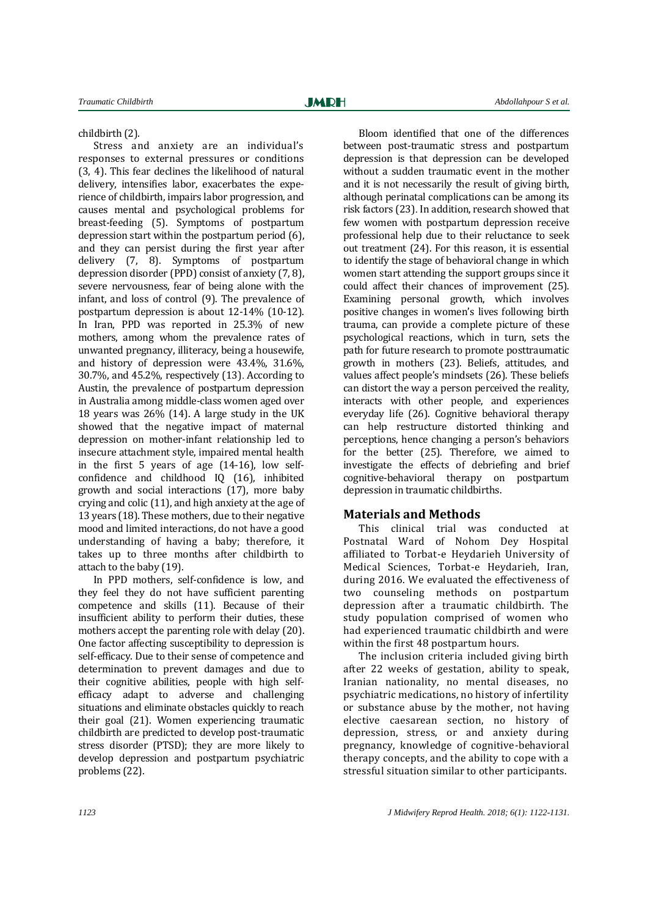childbirth (2).

Stress and anxiety are an individual's responses to external pressures or conditions (3, 4). This fear declines the likelihood of natural delivery, intensifies labor, exacerbates the experience of childbirth, impairs labor progression, and causes mental and psychological problems for breast-feeding (5). Symptoms of postpartum depression start within the postpartum period (6), and they can persist during the first year after delivery (7, 8). Symptoms of postpartum depression disorder (PPD) consist of anxiety (7, 8), severe nervousness, fear of being alone with the infant, and loss of control (9). The prevalence of postpartum depression is about 12-14% (10-12). In Iran, PPD was reported in 25.3% of new mothers, among whom the prevalence rates of unwanted pregnancy, illiteracy, being a housewife, and history of depression were 43.4%, 31.6%, 30.7%, and 45.2%, respectively (13). According to Austin, the prevalence of postpartum depression in Australia among middle-class women aged over 18 years was 26% (14). A large study in the UK showed that the negative impact of maternal depression on mother-infant relationship led to insecure attachment style, impaired mental health in the first 5 years of age (14-16), low self-confidence and childhood IQ (16), inhibited growth and social interactions (17), more baby crying and colic (11), and high anxiety at the age of 13 years (18). These mothers, due to their negative mood and limited interactions, do not have a good understanding of having a baby; therefore, it takes up to three months after childbirth to attach to the baby (19).

In PPD mothers, self-confidence is low, and they feel they do not have sufficient parenting competence and skills (11). Because of their insufficient ability to perform their duties, these mothers accept the parenting role with delay (20). One factor affecting susceptibility to depression is self-efficacy. Due to their sense of competence and determination to prevent damages and due to their cognitive abilities, people with high self-efficacy adapt to adverse and challenging situations and eliminate obstacles quickly to reach their goal (21). Women experiencing traumatic childbirth are predicted to develop post-traumatic stress disorder (PTSD); they are more likely to develop depression and postpartum psychiatric problems (22).

Bloom identified that one of the differences between post-traumatic stress and postpartum depression is that depression can be developed without a sudden traumatic event in the mother and it is not necessarily the result of giving birth, although perinatal complications can be among its risk factors (23). In addition, research showed that few women with postpartum depression receive professional help due to their reluctance to seek out treatment (24). For this reason, it is essential to identify the stage of behavioral change in which women start attending the support groups since it could affect their chances of improvement (25). Examining personal growth, which involves positive changes in women's lives following birth trauma, can provide a complete picture of these psychological reactions, which in turn, sets the path for future research to promote posttraumatic growth in mothers (23). Beliefs, attitudes, and values affect people's mindsets (26). These beliefs can distort the way a person perceived the reality, interacts with other people, and experiences everyday life (26). Cognitive behavioral therapy can help restructure distorted thinking and perceptions, hence changing a person's behaviors for the better (25). Therefore, we aimed to investigate the effects of debriefing and brief cognitive-behavioral therapy on postpartum depression in traumatic childbirths.

## Materials and Methods

This clinical trial was conducted at Postnatal Ward of Nohom Dey Hospital affiliated to Torbat-e Heydarieh University of Medical Sciences, Torbat-e Heydarieh, Iran, during 2016. We evaluated the effectiveness of two counseling methods on postpartum depression after a traumatic childbirth. The study population comprised of women who had experienced traumatic childbirth and were within the first 48 postpartum hours.

The inclusion criteria included giving birth after 22 weeks of gestation, ability to speak, Iranian nationality, no mental diseases, no psychiatric medications, no history of infertility or substance abuse by the mother, not having elective caesarean section, no history of depression, stress, or and anxiety during pregnancy, knowledge of cognitive-behavioral therapy concepts, and the ability to cope with a stressful situation similar to other participants.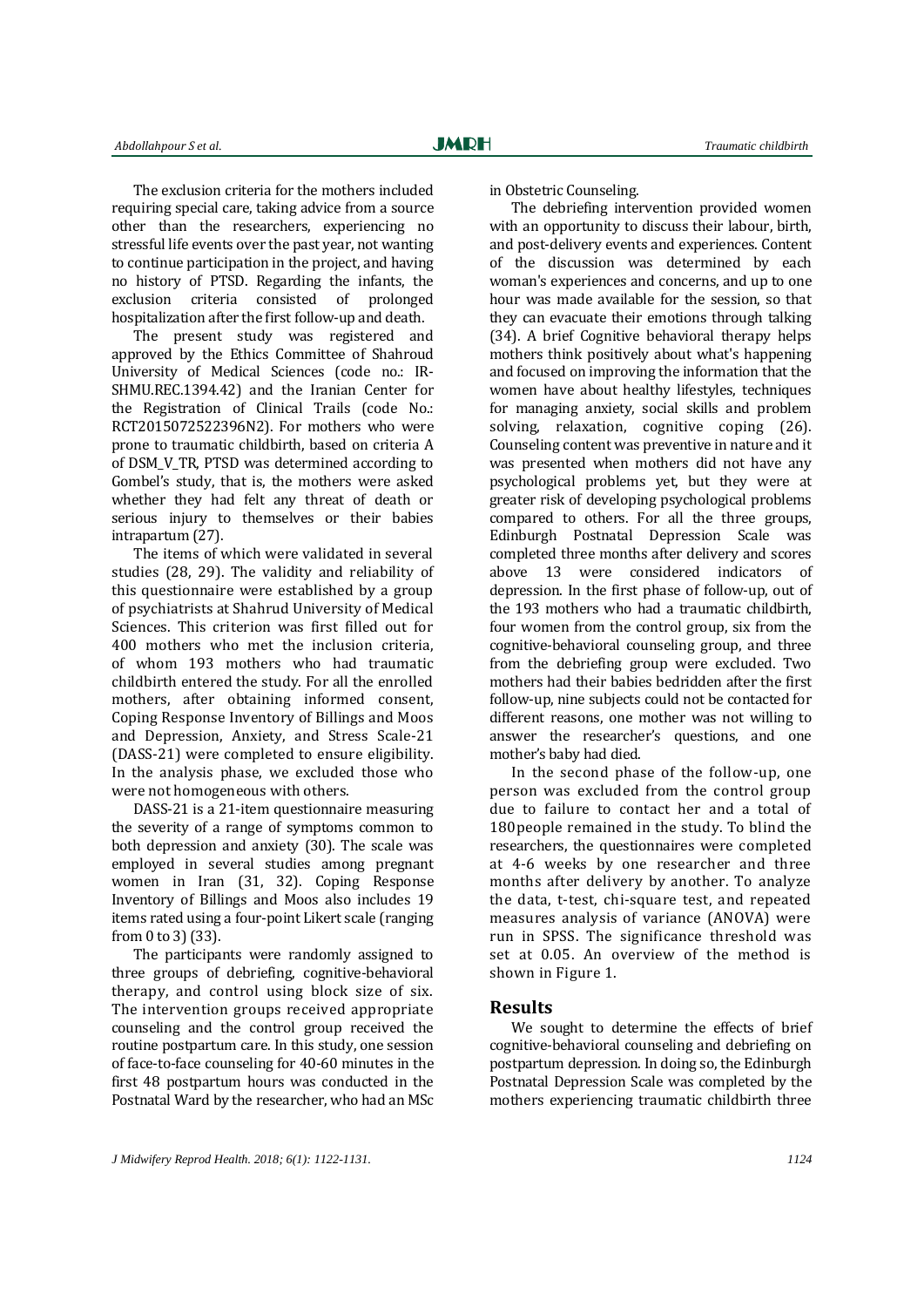The exclusion criteria for the mothers included requiring special care, taking advice from a source other than the researchers, experiencing no stressful life events over the past year, not wanting to continue participation in the project, and having no history of PTSD. Regarding the infants, the exclusion criteria consisted of prolonged hospitalization after the first follow-up and death.

The present study was registered and approved by the Ethics Committee of Shahroud University of Medical Sciences (code no.: IR-SHMU.REC.1394.42) and the Iranian Center for the Registration of Clinical Trails (code No.: RCT2015072522396N2). For mothers who were prone to traumatic childbirth, based on criteria A of DSM_V_TR, PTSD was determined according to Gombel's study, that is, the mothers were asked whether they had felt any threat of death or serious injury to themselves or their babies intrapartum (27).

The items of which were validated in several studies (28, 29). The validity and reliability of this questionnaire were established by a group of psychiatrists at Shahrud University of Medical Sciences. This criterion was first filled out for 400 mothers who met the inclusion criteria, of whom 193 mothers who had traumatic childbirth entered the study. For all the enrolled mothers, after obtaining informed consent, Coping Response Inventory of Billings and Moos and Depression, Anxiety, and Stress Scale-21 (DASS-21) were completed to ensure eligibility. In the analysis phase, we excluded those who were not homogeneous with others.

DASS-21 is a 21-item questionnaire measuring the severity of a range of symptoms common to both depression and anxiety (30). The scale was employed in several studies among pregnant women in Iran (31, 32). Coping Response Inventory of Billings and Moos also includes 19 items rated using a four-point Likert scale (ranging from 0 to 3) (33).

The participants were randomly assigned to three groups of debriefing, cognitive-behavioral therapy, and control using block size of six. The intervention groups received appropriate counseling and the control group received the routine postpartum care. In this study, one session of face-to-face counseling for 40-60 minutes in the first 48 postpartum hours was conducted in the Postnatal Ward by the researcher, who had an MSc in Obstetric Counseling.

The debriefing intervention provided women with an opportunity to discuss their labour, birth, and post-delivery events and experiences. Content of the discussion was determined by each woman's experiences and concerns, and up to one hour was made available for the session, so that they can evacuate their emotions through talking (34). A brief Cognitive behavioral therapy helps mothers think positively about what's happening and focused on improving the information that the women have about healthy lifestyles, techniques for managing anxiety, social skills and problem solving, relaxation, cognitive coping (26). Counseling content was preventive in nature and it was presented when mothers did not have any psychological problems yet, but they were at greater risk of developing psychological problems compared to others. For all the three groups, Edinburgh Postnatal Depression Scale was completed three months after delivery and scores above 13 were considered indicators of depression. In the first phase of follow-up, out of the 193 mothers who had a traumatic childbirth, four women from the control group, six from the cognitive-behavioral counseling group, and three from the debriefing group were excluded. Two mothers had their babies bedridden after the first follow-up, nine subjects could not be contacted for different reasons, one mother was not willing to answer the researcher's questions, and one mother's baby had died.

In the second phase of the follow-up, one person was excluded from the control group due to failure to contact her and a total of 180 people remained in the study. To blind the researchers, the questionnaires were completed at 4-6 weeks by one researcher and three months after delivery by another. To analyze the data, t-test, chi-square test, and repeated measures analysis of variance (ANOVA) were run in SPSS. The significance threshold was set at 0.05. An overview of the method is shown in Figure 1.

## Results

We sought to determine the effects of brief cognitive-behavioral counseling and debriefing on postpartum depression. In doing so, the Edinburgh Postnatal Depression Scale was completed by the mothers experiencing traumatic childbirth three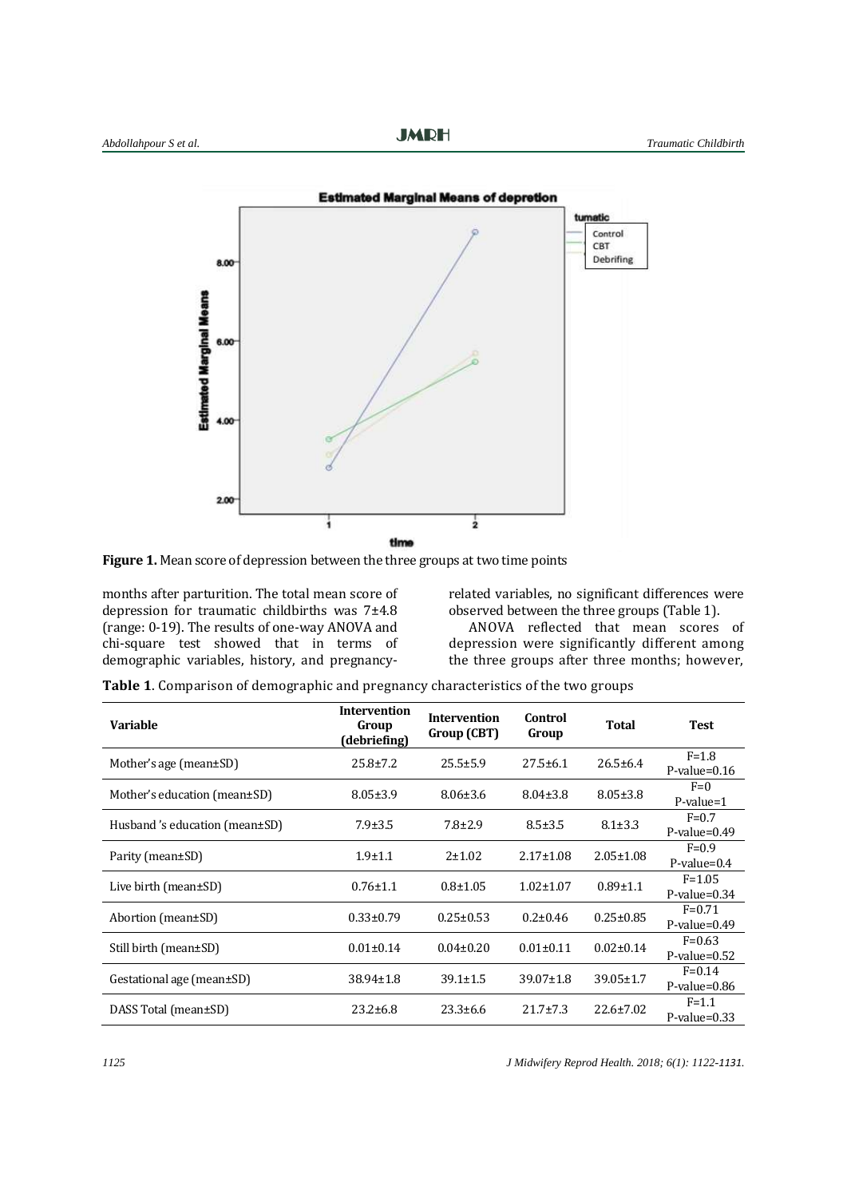**Figure 1.** Mean score of depression between the three groups at two time points

months after parturition. The total mean score of depression for traumatic childbirths was 7±4.8 (range: 0-19). The results of one-way ANOVA and chi-square test showed that in terms of demographic variables, history, and pregnancy-related variables, no significant differences were observed between the three groups (Table 1).

ANOVA reflected that mean scores of depression were significantly different among the three groups after three months; however,

**Table 1**. Comparison of demographic and pregnancy characteristics of the two groups

| Variable | Intervention Group (debriefing) | Intervention Group (CBT) | Control Group | Total | Test |
|---|---|---|---|---|---|
| Mother's age (mean±SD) | 25.8±7.2 | 25.5±5.9 | 27.5±6.1 | 26.5±6.4 | F=1.8 P-value=0.16 |
| Mother's education (mean±SD) | 8.05±3.9 | 8.06±3.6 | 8.04±3.8 | 8.05±3.8 | F=0 P-value=1 |
| Husband 's education (mean±SD) | 7.9±3.5 | 7.8±2.9 | 8.5±3.5 | 8.1±3.3 | F=0.7 P-value=0.49 |
| Parity (mean±SD) | 1.9±1.1 | 2±1.02 | 2.17±1.08 | 2.05±1.08 | F=0.9 P-value=0.4 |
| Live birth (mean±SD) | 0.76±1.1 | 0.8±1.05 | 1.02±1.07 | 0.89±1.1 | F=1.05 P-value=0.34 |
| Abortion (mean±SD) | 0.33±0.79 | 0.25±0.53 | 0.2±0.46 | 0.25±0.85 | F=0.71 P-value=0.49 |
| Still birth (mean±SD) | 0.01±0.14 | 0.04±0.20 | 0.01±0.11 | 0.02±0.14 | F=0.63 P-value=0.52 |
| Gestational age (mean±SD) | 38.94±1.8 | 39.1±1.5 | 39.07±1.8 | 39.05±1.7 | F=0.14 P-value=0.86 |
| DASS Total (mean±SD) | 23.2±6.8 | 23.3±6.6 | 21.7±7.3 | 22.6±7.02 | F=1.1 P-value=0.33 |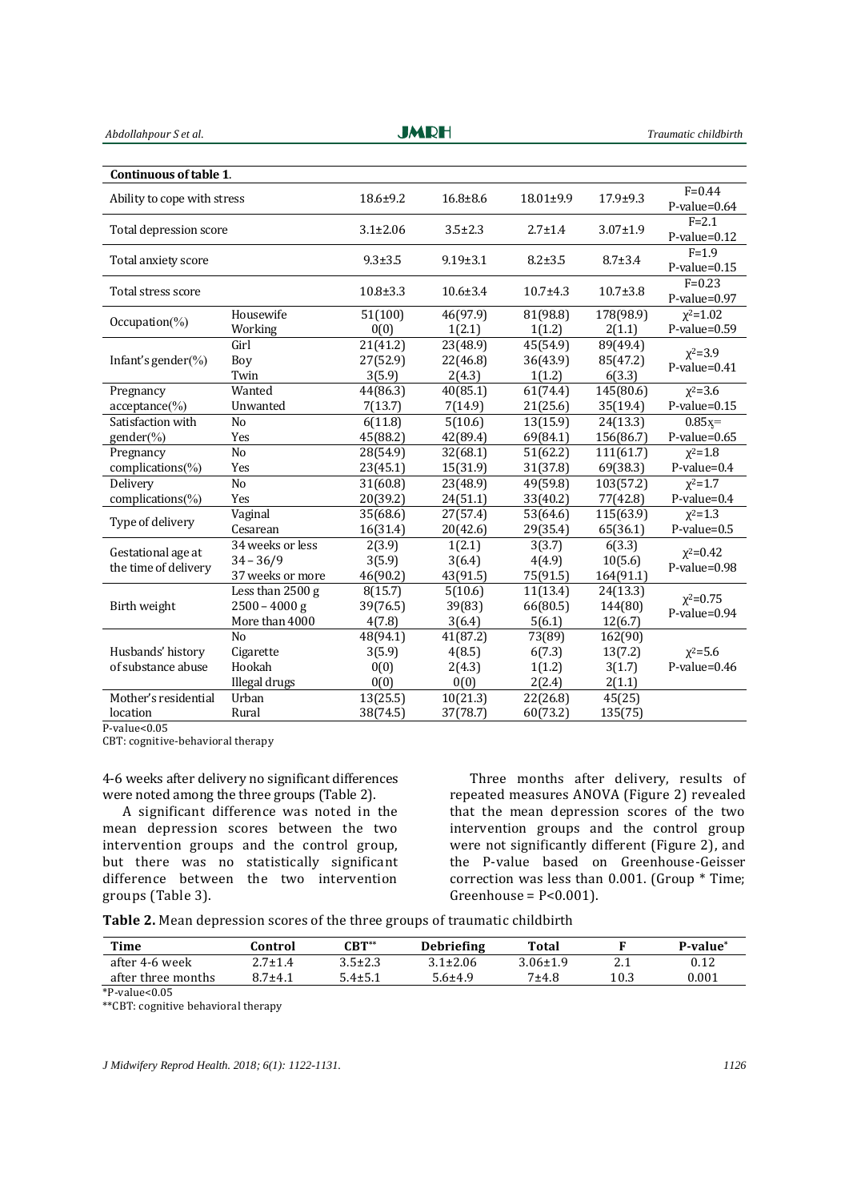| Continuous of table 1. | | | | | | |
|---|---|---|---|---|---|---|
| Ability to cope with stress | | 18.6±9.2 | 16.8±8.6 | 18.01±9.9 | 17.9±9.3 | F=0.44<br>P-value=0.64 |
| Total depression score | | 3.1±2.06 | 3.5±2.3 | 2.7±1.4 | 3.07±1.9 | F=2.1<br>P-value=0.12 |
| Total anxiety score | | 9.3±3.5 | 9.19±3.1 | 8.2±3.5 | 8.7±3.4 | F=1.9<br>P-value=0.15 |
| Total stress score | | 10.8±3.3 | 10.6±3.4 | 10.7±4.3 | 10.7±3.8 | F=0.23<br>P-value=0.97 |
| Occupation(%) | Housewife<br>Working | 51(100)<br>0(0) | 46(97.9)<br>1(2.1) | 81(98.8)<br>1(1.2) | 178(98.9)<br>2(1.1) | $\chi^2$=1.02<br>P-value=0.59 |
| Infant's gender(%) | Girl<br>Boy<br>Twin | 21(41.2)<br>27(52.9)<br>3(5.9) | 23(48.9)<br>22(46.8)<br>2(4.3) | 45(54.9)<br>36(43.9)<br>1(1.2) | 89(49.4)<br>85(47.2)<br>6(3.3) | $\chi^2$=3.9<br>P-value=0.41 |
| Pregnancy acceptance(%) | Wanted<br>Unwanted | 44(86.3)<br>7(13.7) | 40(85.1)<br>7(14.9) | 61(74.4)<br>21(25.6) | 145(80.6)<br>35(19.4) | $\chi^2$=3.6<br>P-value=0.15 |
| Satisfaction with gender(%) | No<br>Yes | 6(11.8)<br>45(88.2) | 5(10.6)<br>42(89.4) | 13(15.9)<br>69(84.1) | 24(13.3)<br>156(86.7) | 0.85χ=<br>P-value=0.65 |
| Pregnancy complications(%) | No<br>Yes | 28(54.9)<br>23(45.1) | 32(68.1)<br>15(31.9) | 51(62.2)<br>31(37.8) | 111(61.7)<br>69(38.3) | $\chi^2$=1.8<br>P-value=0.4 |
| Delivery complications(%) | No<br>Yes | 31(60.8)<br>20(39.2) | 23(48.9)<br>24(51.1) | 49(59.8)<br>33(40.2) | 103(57.2)<br>77(42.8) | $\chi^2$=1.7<br>P-value=0.4 |
| Type of delivery | Vaginal<br>Cesarean | 35(68.6)<br>16(31.4) | 27(57.4)<br>20(42.6) | 53(64.6)<br>29(35.4) | 115(63.9)<br>65(36.1) | $\chi^2$=1.3<br>P-value=0.5 |
| Gestational age at the time of delivery | 34 weeks or less<br>34 – 36/9<br>37 weeks or more | 2(3.9)<br>3(5.9)<br>46(90.2) | 1(2.1)<br>3(6.4)<br>43(91.5) | 3(3.7)<br>4(4.9)<br>75(91.5) | 6(3.3)<br>10(5.6)<br>164(91.1) | $\chi^2$=0.42<br>P-value=0.98 |
| Birth weight | Less than 2500 g<br>2500 – 4000 g<br>More than 4000 | 8(15.7)<br>39(76.5)<br>4(7.8) | 5(10.6)<br>39(83)<br>3(6.4) | 11(13.4)<br>66(80.5)<br>5(6.1) | 24(13.3)<br>144(80)<br>12(6.7) | $\chi^2$=0.75<br>P-value=0.94 |
| Husbands' history of substance abuse | No<br>Cigarette<br>Hookah<br>Illegal drugs | 48(94.1)<br>3(5.9)<br>0(0)<br>0(0) | 41(87.2)<br>4(8.5)<br>2(4.3)<br>0(0) | 73(89)<br>6(7.3)<br>1(1.2)<br>2(2.4) | 162(90)<br>13(7.2)<br>3(1.7)<br>2(1.1) | $\chi^2$=5.6<br>P-value=0.46 |
| Mother's residential location | Urban<br>Rural | 13(25.5)<br>38(74.5) | 10(21.3)<br>37(78.7) | 22(26.8)<br>60(73.2) | 45(25)<br>135(75) | |

P-value<0.05
CBT: cognitive-behavioral therapy

4-6 weeks after delivery no significant differences were noted among the three groups (Table 2).

A significant difference was noted in the mean depression scores between the two intervention groups and the control group, but there was no statistically significant difference between the two intervention groups (Table 3).

Three months after delivery, results of repeated measures ANOVA (Figure 2) revealed that the mean depression scores of the two intervention groups and the control group were not significantly different (Figure 2), and the P-value based on Greenhouse-Geisser correction was less than 0.001. (Group * Time; Greenhouse = P<0.001).

**Table 2.** Mean depression scores of the three groups of traumatic childbirth

| Time | Control | CBT** | Debriefing | Total | F | P-value* |
|---|---|---|---|---|---|---|
| after 4-6 week | 2.7±1.4 | 3.5±2.3 | 3.1±2.06 | 3.06±1.9 | 2.1 | 0.12 |
| after three months | 8.7±4.1 | 5.4±5.1 | 5.6±4.9 | 7±4.8 | 10.3 | 0.001 |

*P-value<0.05
**CBT: cognitive behavioral therapy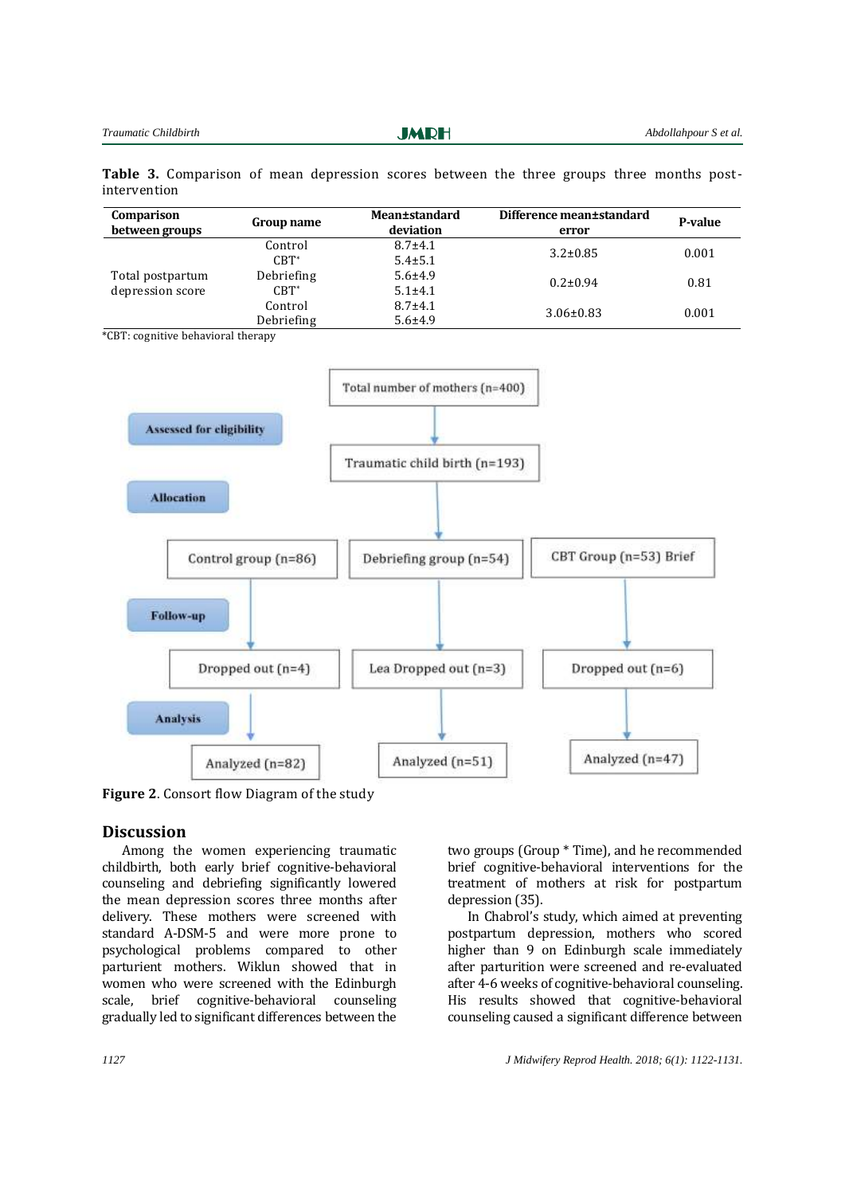**Table 3.** Comparison of mean depression scores between the three groups three months post-intervention

| Comparison between groups | Group name | Mean±standard deviation | Difference mean±standard error | P-value |
|---|---|---|---|---|
| Total postpartum depression score | Control | 8.7±4.1 | 3.2±0.85 | 0.001 |
| | CBT* | 5.4±5.1 | | |
| | Debriefing | 5.6±4.9 | 0.2±0.94 | 0.81 |
| | CBT* | 5.1±4.1 | | |
| | Control | 8.7±4.1 | 3.06±0.83 | 0.001 |
| | Debriefing | 5.6±4.9 | | |

*CBT: cognitive behavioral therapy

Assessed for eligibility: Total number of mothers (n=400) → Traumatic child birth (n=193)

Allocation: Control group (n=86) | Debriefing group (n=54) | CBT Group (n=53) Brief

Follow-up: Dropped out (n=4) | Lea Dropped out (n=3) | Dropped out (n=6)

Analysis: Analyzed (n=82) | Analyzed (n=51) | Analyzed (n=47)

**Figure 2**. Consort flow Diagram of the study

## Discussion

Among the women experiencing traumatic childbirth, both early brief cognitive-behavioral counseling and debriefing significantly lowered the mean depression scores three months after delivery. These mothers were screened with standard A-DSM-5 and were more prone to psychological problems compared to other parturient mothers. Wiklun showed that in women who were screened with the Edinburgh scale, brief cognitive-behavioral counseling gradually led to significant differences between the two groups (Group * Time), and he recommended brief cognitive-behavioral interventions for the treatment of mothers at risk for postpartum depression (35).

In Chabrol's study, which aimed at preventing postpartum depression, mothers who scored higher than 9 on Edinburgh scale immediately after parturition were screened and re-evaluated after 4-6 weeks of cognitive-behavioral counseling. His results showed that cognitive-behavioral counseling caused a significant difference between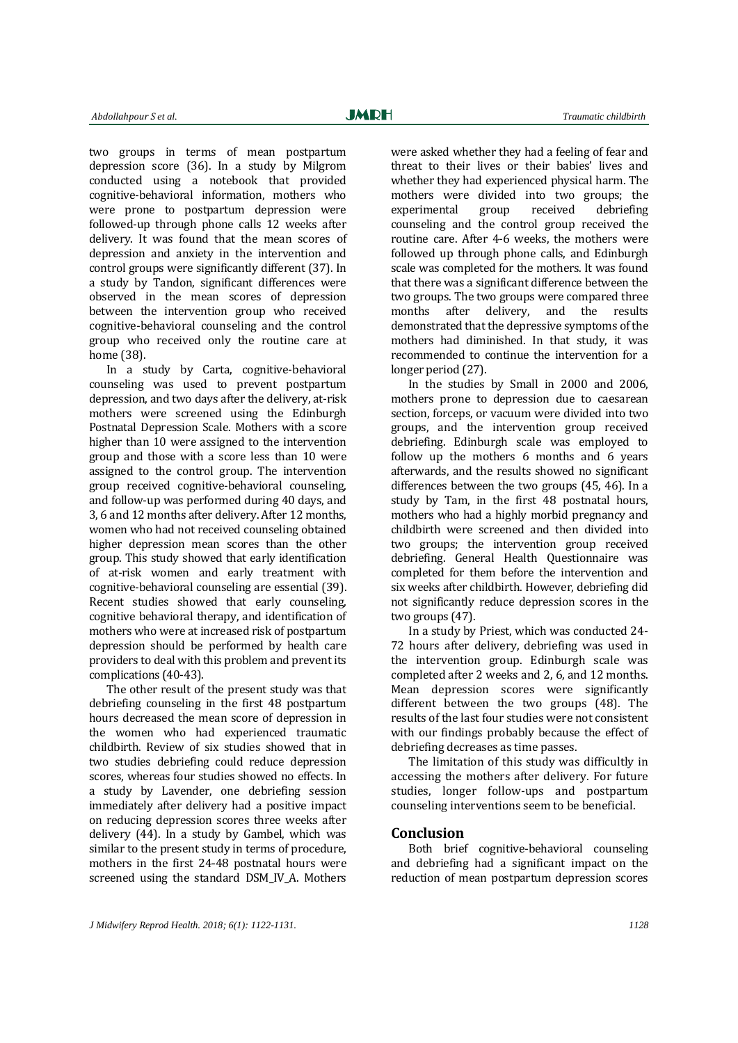two groups in terms of mean postpartum depression score (36). In a study by Milgrom conducted using a notebook that provided cognitive-behavioral information, mothers who were prone to postpartum depression were followed-up through phone calls 12 weeks after delivery. It was found that the mean scores of depression and anxiety in the intervention and control groups were significantly different (37). In a study by Tandon, significant differences were observed in the mean scores of depression between the intervention group who received cognitive-behavioral counseling and the control group who received only the routine care at home (38).

In a study by Carta, cognitive-behavioral counseling was used to prevent postpartum depression, and two days after the delivery, at-risk mothers were screened using the Edinburgh Postnatal Depression Scale. Mothers with a score higher than 10 were assigned to the intervention group and those with a score less than 10 were assigned to the control group. The intervention group received cognitive-behavioral counseling, and follow-up was performed during 40 days, and 3, 6 and 12 months after delivery. After 12 months, women who had not received counseling obtained higher depression mean scores than the other group. This study showed that early identification of at-risk women and early treatment with cognitive-behavioral counseling are essential (39). Recent studies showed that early counseling, cognitive behavioral therapy, and identification of mothers who were at increased risk of postpartum depression should be performed by health care providers to deal with this problem and prevent its complications (40-43).

The other result of the present study was that debriefing counseling in the first 48 postpartum hours decreased the mean score of depression in the women who had experienced traumatic childbirth. Review of six studies showed that in two studies debriefing could reduce depression scores, whereas four studies showed no effects. In a study by Lavender, one debriefing session immediately after delivery had a positive impact on reducing depression scores three weeks after delivery (44). In a study by Gambel, which was similar to the present study in terms of procedure, mothers in the first 24-48 postnatal hours were screened using the standard DSM_IV_A. Mothers were asked whether they had a feeling of fear and threat to their lives or their babies' lives and whether they had experienced physical harm. The mothers were divided into two groups; the experimental group received debriefing counseling and the control group received the routine care. After 4-6 weeks, the mothers were followed up through phone calls, and Edinburgh scale was completed for the mothers. It was found that there was a significant difference between the two groups. The two groups were compared three months after delivery, and the results demonstrated that the depressive symptoms of the mothers had diminished. In that study, it was recommended to continue the intervention for a longer period (27).

In the studies by Small in 2000 and 2006, mothers prone to depression due to caesarean section, forceps, or vacuum were divided into two groups, and the intervention group received debriefing. Edinburgh scale was employed to follow up the mothers 6 months and 6 years afterwards, and the results showed no significant differences between the two groups (45, 46). In a study by Tam, in the first 48 postnatal hours, mothers who had a highly morbid pregnancy and childbirth were screened and then divided into two groups; the intervention group received debriefing. General Health Questionnaire was completed for them before the intervention and six weeks after childbirth. However, debriefing did not significantly reduce depression scores in the two groups (47).

In a study by Priest, which was conducted 24-72 hours after delivery, debriefing was used in the intervention group. Edinburgh scale was completed after 2 weeks and 2, 6, and 12 months. Mean depression scores were significantly different between the two groups (48). The results of the last four studies were not consistent with our findings probably because the effect of debriefing decreases as time passes.

The limitation of this study was difficultly in accessing the mothers after delivery. For future studies, longer follow-ups and postpartum counseling interventions seem to be beneficial.

## Conclusion

Both brief cognitive-behavioral counseling and debriefing had a significant impact on the reduction of mean postpartum depression scores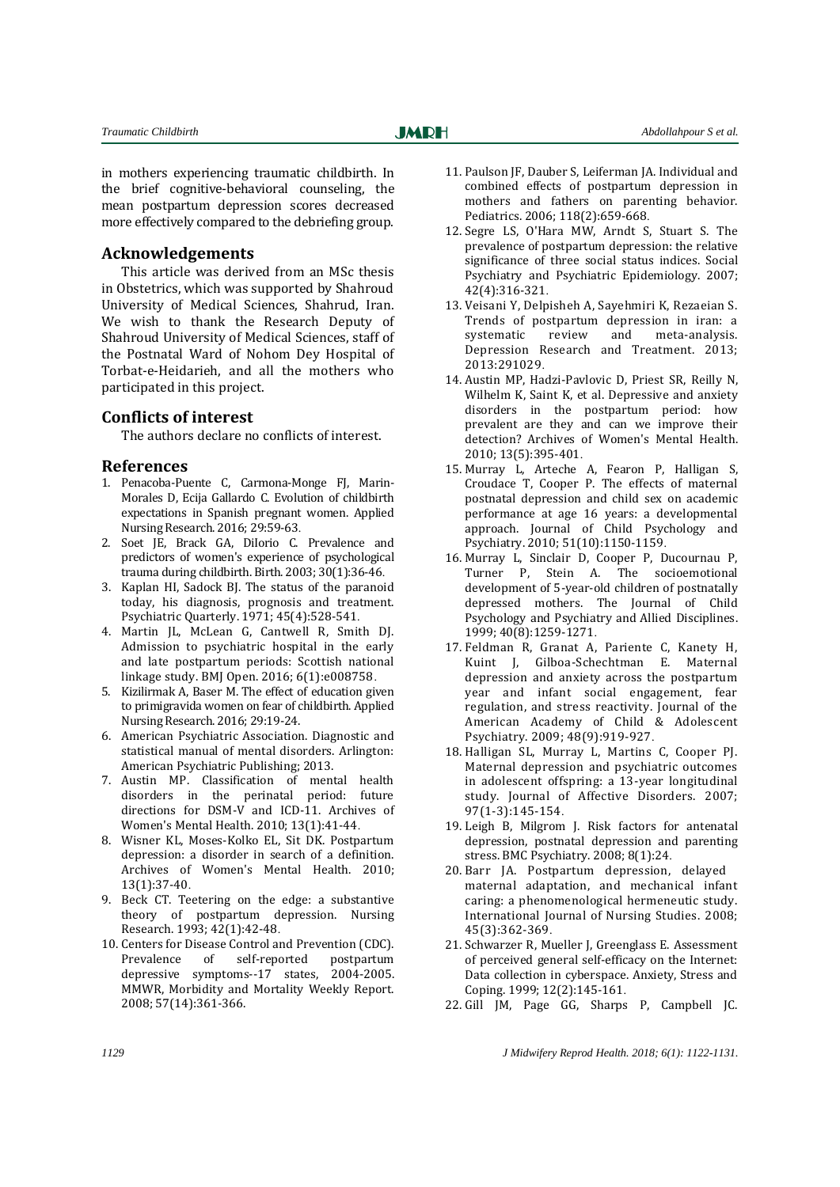in mothers experiencing traumatic childbirth. In the brief cognitive-behavioral counseling, the mean postpartum depression scores decreased more effectively compared to the debriefing group.

## Acknowledgements

This article was derived from an MSc thesis in Obstetrics, which was supported by Shahroud University of Medical Sciences, Shahrud, Iran. We wish to thank the Research Deputy of Shahroud University of Medical Sciences, staff of the Postnatal Ward of Nohom Dey Hospital of Torbat-e-Heidarieh, and all the mothers who participated in this project.

## Conflicts of interest

The authors declare no conflicts of interest.

## References

1. Penacoba-Puente C, Carmona-Monge FJ, Marin-Morales D, Ecija Gallardo C. Evolution of childbirth expectations in Spanish pregnant women. Applied Nursing Research. 2016; 29:59-63.
2. Soet JE, Brack GA, DiIorio C. Prevalence and predictors of women's experience of psychological trauma during childbirth. Birth. 2003; 30(1):36-46.
3. Kaplan HI, Sadock BJ. The status of the paranoid today, his diagnosis, prognosis and treatment. Psychiatric Quarterly. 1971; 45(4):528-541.
4. Martin JL, McLean G, Cantwell R, Smith DJ. Admission to psychiatric hospital in the early and late postpartum periods: Scottish national linkage study. BMJ Open. 2016; 6(1):e008758.
5. Kizilirmak A, Baser M. The effect of education given to primigravida women on fear of childbirth. Applied Nursing Research. 2016; 29:19-24.
6. American Psychiatric Association. Diagnostic and statistical manual of mental disorders. Arlington: American Psychiatric Publishing; 2013.
7. Austin MP. Classification of mental health disorders in the perinatal period: future directions for DSM-V and ICD-11. Archives of Women's Mental Health. 2010; 13(1):41-44.
8. Wisner KL, Moses-Kolko EL, Sit DK. Postpartum depression: a disorder in search of a definition. Archives of Women's Mental Health. 2010; 13(1):37-40.
9. Beck CT. Teetering on the edge: a substantive theory of postpartum depression. Nursing Research. 1993; 42(1):42-48.
10. Centers for Disease Control and Prevention (CDC). Prevalence of self-reported postpartum depressive symptoms--17 states, 2004-2005. MMWR, Morbidity and Mortality Weekly Report. 2008; 57(14):361-366.
11. Paulson JF, Dauber S, Leiferman JA. Individual and combined effects of postpartum depression in mothers and fathers on parenting behavior. Pediatrics. 2006; 118(2):659-668.
12. Segre LS, O'Hara MW, Arndt S, Stuart S. The prevalence of postpartum depression: the relative significance of three social status indices. Social Psychiatry and Psychiatric Epidemiology. 2007; 42(4):316-321.
13. Veisani Y, Delpisheh A, Sayehmiri K, Rezaeian S. Trends of postpartum depression in iran: a systematic review and meta-analysis. Depression Research and Treatment. 2013; 2013:291029.
14. Austin MP, Hadzi-Pavlovic D, Priest SR, Reilly N, Wilhelm K, Saint K, et al. Depressive and anxiety disorders in the postpartum period: how prevalent are they and can we improve their detection? Archives of Women's Mental Health. 2010; 13(5):395-401.
15. Murray L, Arteche A, Fearon P, Halligan S, Croudace T, Cooper P. The effects of maternal postnatal depression and child sex on academic performance at age 16 years: a developmental approach. Journal of Child Psychology and Psychiatry. 2010; 51(10):1150-1159.
16. Murray L, Sinclair D, Cooper P, Ducournau P, Turner P, Stein A. The socioemotional development of 5-year-old children of postnatally depressed mothers. The Journal of Child Psychology and Psychiatry and Allied Disciplines. 1999; 40(8):1259-1271.
17. Feldman R, Granat A, Pariente C, Kanety H, Kuint J, Gilboa-Schechtman E. Maternal depression and anxiety across the postpartum year and infant social engagement, fear regulation, and stress reactivity. Journal of the American Academy of Child & Adolescent Psychiatry. 2009; 48(9):919-927.
18. Halligan SL, Murray L, Martins C, Cooper PJ. Maternal depression and psychiatric outcomes in adolescent offspring: a 13-year longitudinal study. Journal of Affective Disorders. 2007; 97(1-3):145-154.
19. Leigh B, Milgrom J. Risk factors for antenatal depression, postnatal depression and parenting stress. BMC Psychiatry. 2008; 8(1):24.
20. Barr JA. Postpartum depression, delayed maternal adaptation, and mechanical infant caring: a phenomenological hermeneutic study. International Journal of Nursing Studies. 2008; 45(3):362-369.
21. Schwarzer R, Mueller J, Greenglass E. Assessment of perceived general self-efficacy on the Internet: Data collection in cyberspace. Anxiety, Stress and Coping. 1999; 12(2):145-161.
22. Gill JM, Page GG, Sharps P, Campbell JC.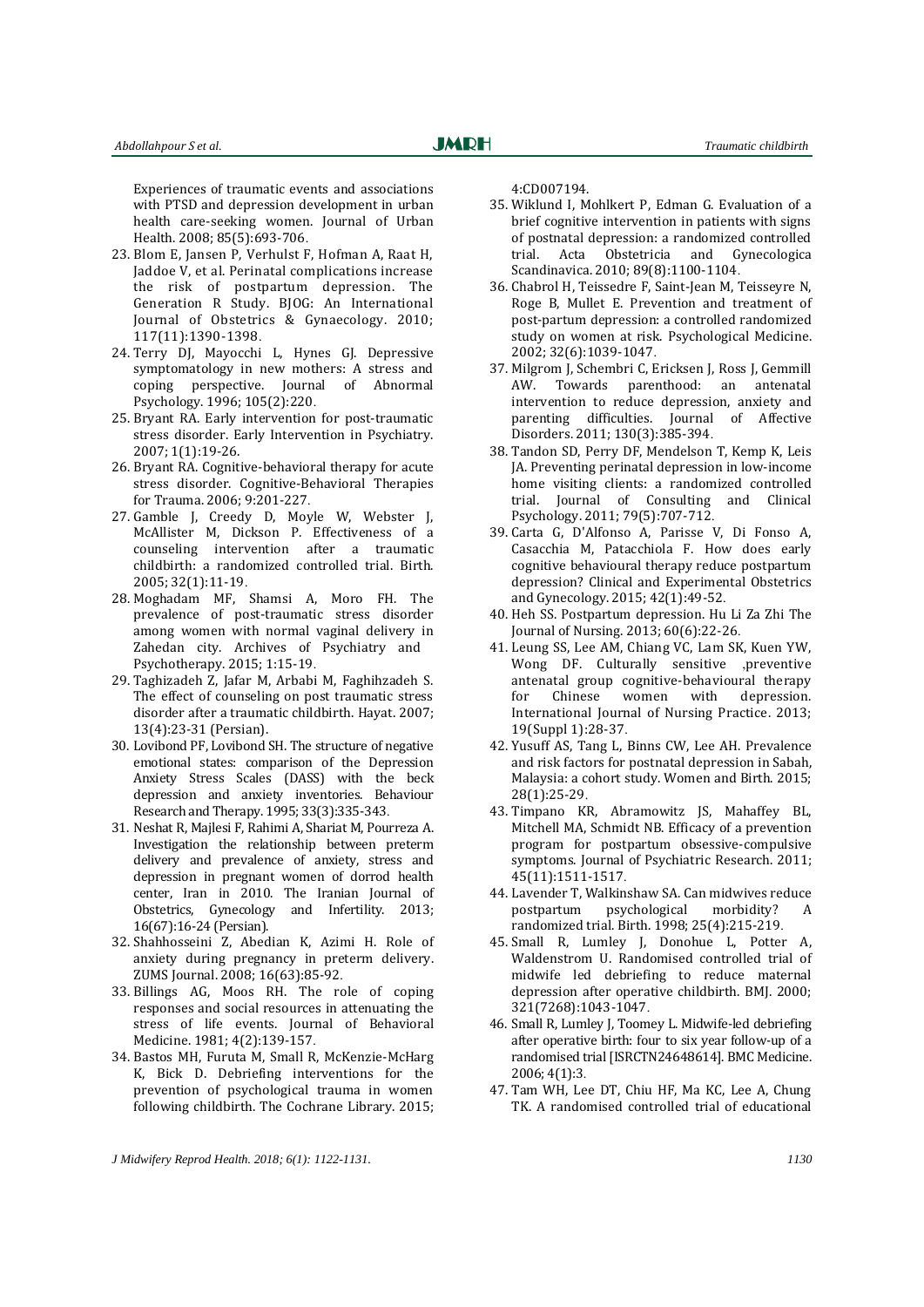Experiences of traumatic events and associations with PTSD and depression development in urban health care-seeking women. Journal of Urban Health. 2008; 85(5):693-706.

23. Blom E, Jansen P, Verhulst F, Hofman A, Raat H, Jaddoe V, et al. Perinatal complications increase the risk of postpartum depression. The Generation R Study. BJOG: An International Journal of Obstetrics & Gynaecology. 2010; 117(11):1390-1398.
24. Terry DJ, Mayocchi L, Hynes GJ. Depressive symptomatology in new mothers: A stress and coping perspective. Journal of Abnormal Psychology. 1996; 105(2):220.
25. Bryant RA. Early intervention for post-traumatic stress disorder. Early Intervention in Psychiatry. 2007; 1(1):19-26.
26. Bryant RA. Cognitive-behavioral therapy for acute stress disorder. Cognitive-Behavioral Therapies for Trauma. 2006; 9:201-227.
27. Gamble J, Creedy D, Moyle W, Webster J, McAllister M, Dickson P. Effectiveness of a counseling intervention after a traumatic childbirth: a randomized controlled trial. Birth. 2005; 32(1):11-19.
28. Moghadam MF, Shamsi A, Moro FH. The prevalence of post-traumatic stress disorder among women with normal vaginal delivery in Zahedan city. Archives of Psychiatry and Psychotherapy. 2015; 1:15-19.
29. Taghizadeh Z, Jafar M, Arbabi M, Faghihzadeh S. The effect of counseling on post traumatic stress disorder after a traumatic childbirth. Hayat. 2007; 13(4):23-31 (Persian).
30. Lovibond PF, Lovibond SH. The structure of negative emotional states: comparison of the Depression Anxiety Stress Scales (DASS) with the beck depression and anxiety inventories. Behaviour Research and Therapy. 1995; 33(3):335-343.
31. Neshat R, Majlesi F, Rahimi A, Shariat M, Pourreza A. Investigation the relationship between preterm delivery and prevalence of anxiety, stress and depression in pregnant women of dorrod health center, Iran in 2010. The Iranian Journal of Obstetrics, Gynecology and Infertility. 2013; 16(67):16-24 (Persian).
32. Shahhosseini Z, Abedian K, Azimi H. Role of anxiety during pregnancy in preterm delivery. ZUMS Journal. 2008; 16(63):85-92.
33. Billings AG, Moos RH. The role of coping responses and social resources in attenuating the stress of life events. Journal of Behavioral Medicine. 1981; 4(2):139-157.
34. Bastos MH, Furuta M, Small R, McKenzie-McHarg K, Bick D. Debriefing interventions for the prevention of psychological trauma in women following childbirth. The Cochrane Library. 2015; 4:CD007194.
35. Wiklund I, Mohlkert P, Edman G. Evaluation of a brief cognitive intervention in patients with signs of postnatal depression: a randomized controlled trial. Acta Obstetricia and Gynecologica Scandinavica. 2010; 89(8):1100-1104.
36. Chabrol H, Teissedre F, Saint-Jean M, Teisseyre N, Roge B, Mullet E. Prevention and treatment of post-partum depression: a controlled randomized study on women at risk. Psychological Medicine. 2002; 32(6):1039-1047.
37. Milgrom J, Schembri C, Ericksen J, Ross J, Gemmill AW. Towards parenthood: an antenatal intervention to reduce depression, anxiety and parenting difficulties. Journal of Affective Disorders. 2011; 130(3):385-394.
38. Tandon SD, Perry DF, Mendelson T, Kemp K, Leis JA. Preventing perinatal depression in low-income home visiting clients: a randomized controlled trial. Journal of Consulting and Clinical Psychology. 2011; 79(5):707-712.
39. Carta G, D'Alfonso A, Parisse V, Di Fonso A, Casacchia M, Patacchiola F. How does early cognitive behavioural therapy reduce postpartum depression? Clinical and Experimental Obstetrics and Gynecology. 2015; 42(1):49-52.
40. Heh SS. Postpartum depression. Hu Li Za Zhi The Journal of Nursing. 2013; 60(6):22-26.
41. Leung SS, Lee AM, Chiang VC, Lam SK, Kuen YW, Wong DF. Culturally sensitive ,preventive antenatal group cognitive-behavioural therapy for Chinese women with depression. International Journal of Nursing Practice. 2013; 19(Suppl 1):28-37.
42. Yusuff AS, Tang L, Binns CW, Lee AH. Prevalence and risk factors for postnatal depression in Sabah, Malaysia: a cohort study. Women and Birth. 2015; 28(1):25-29.
43. Timpano KR, Abramowitz JS, Mahaffey BL, Mitchell MA, Schmidt NB. Efficacy of a prevention program for postpartum obsessive-compulsive symptoms. Journal of Psychiatric Research. 2011; 45(11):1511-1517.
44. Lavender T, Walkinshaw SA. Can midwives reduce postpartum psychological morbidity? A randomized trial. Birth. 1998; 25(4):215-219.
45. Small R, Lumley J, Donohue L, Potter A, Waldenstrom U. Randomised controlled trial of midwife led debriefing to reduce maternal depression after operative childbirth. BMJ. 2000; 321(7268):1043-1047.
46. Small R, Lumley J, Toomey L. Midwife-led debriefing after operative birth: four to six year follow-up of a randomised trial [ISRCTN24648614]. BMC Medicine. 2006; 4(1):3.
47. Tam WH, Lee DT, Chiu HF, Ma KC, Lee A, Chung TK. A randomised controlled trial of educational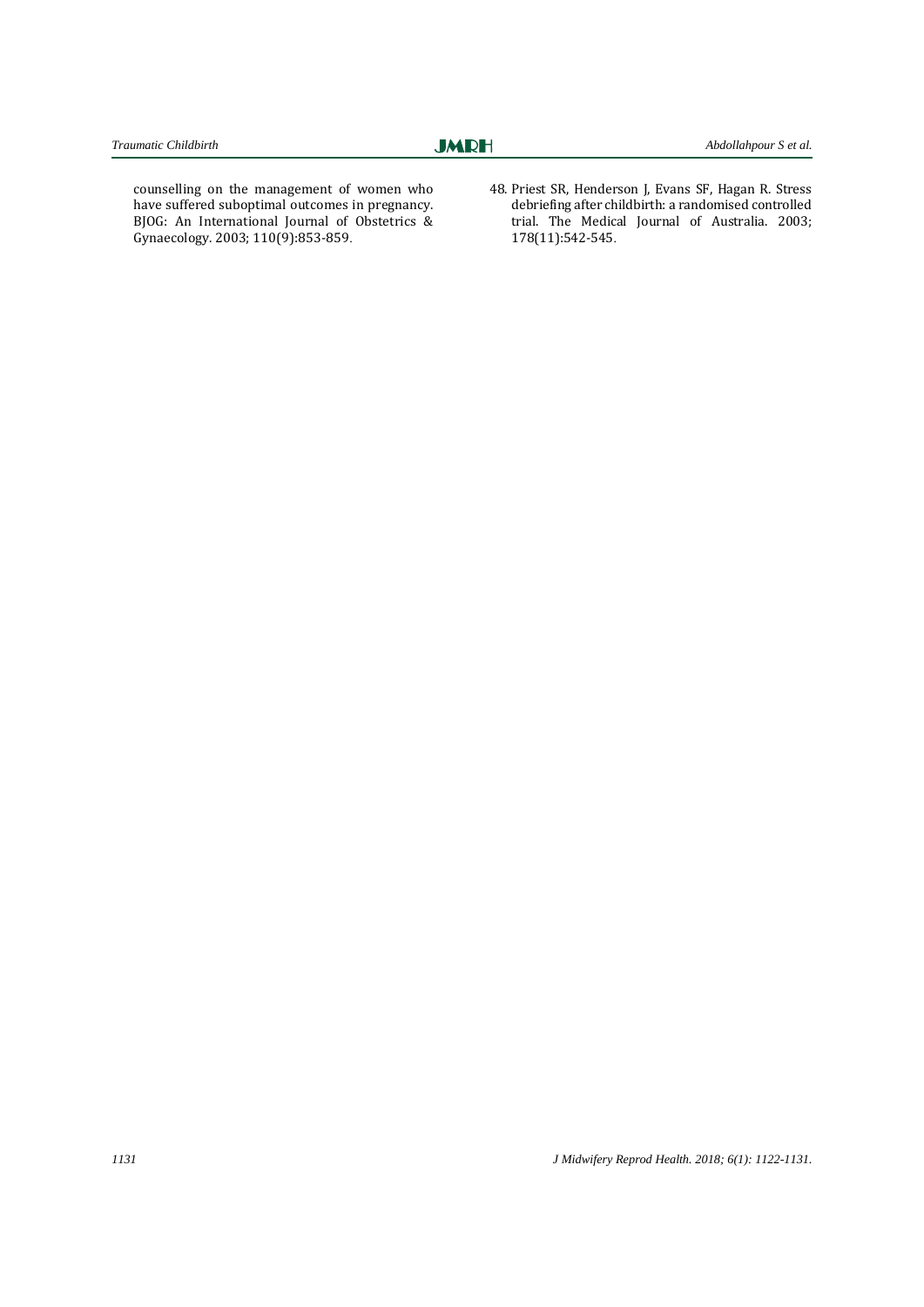counselling on the management of women who have suffered suboptimal outcomes in pregnancy. BJOG: An International Journal of Obstetrics & Gynaecology. 2003; 110(9):853-859.

48. Priest SR, Henderson J, Evans SF, Hagan R. Stress debriefing after childbirth: a randomised controlled trial. The Medical Journal of Australia. 2003; 178(11):542-545.